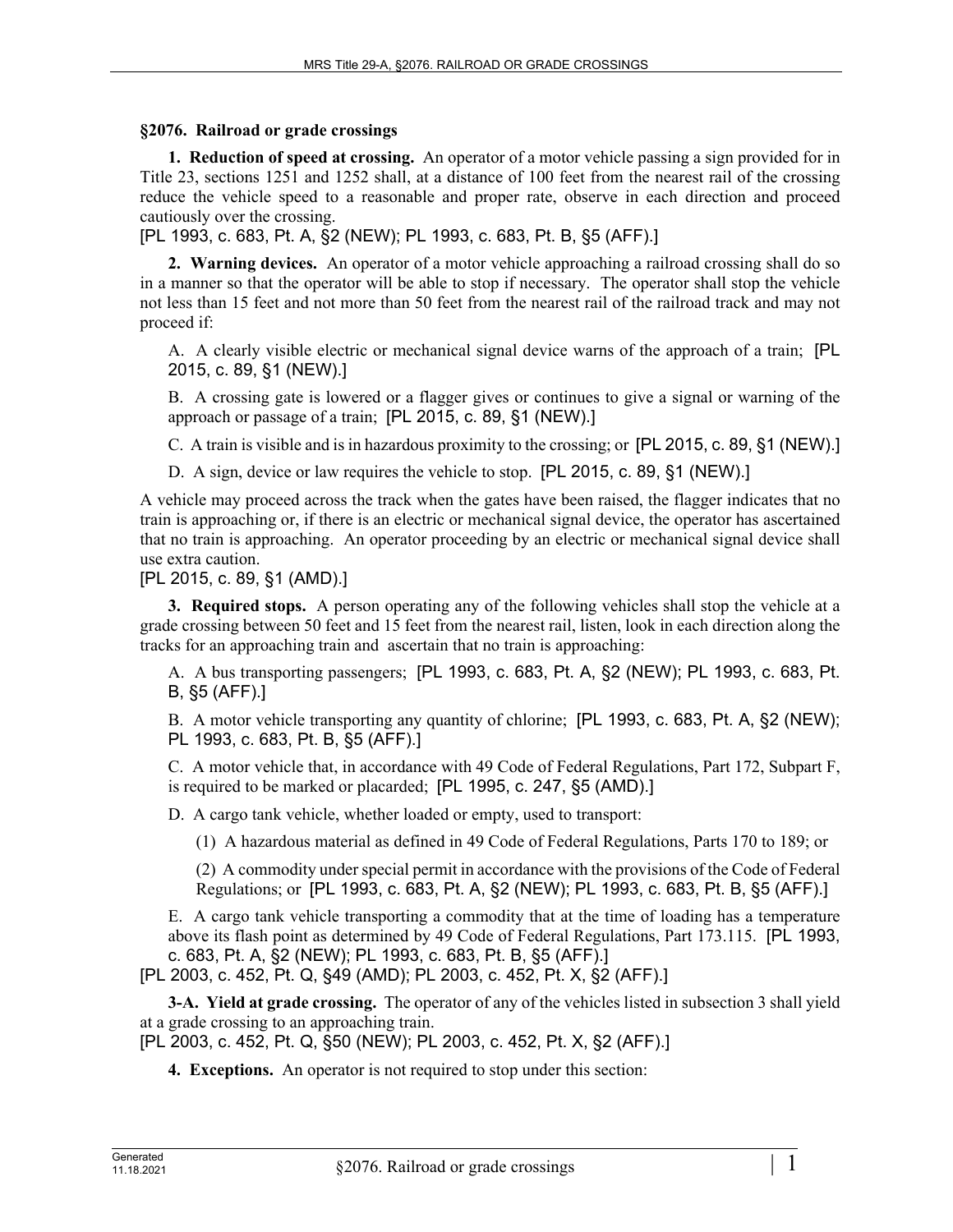### §2076. Railroad or grade crossings

**1. Reduction of speed at crossing.** An operator of a motor vehicle passing a sign provided for in Title 23, sections 1251 and 1252 shall, at a distance of 100 feet from the nearest rail of the crossing reduce the vehicle speed to a reasonable and proper rate, observe in each direction and proceed cautiously over the crossing.

[PL 1993, c. 683, Pt. A, §2 (NEW); PL 1993, c. 683, Pt. B, §5 (AFF).]

**2. Warning devices.** An operator of a motor vehicle approaching a railroad crossing shall do so in a manner so that the operator will be able to stop if necessary. The operator shall stop the vehicle not less than 15 feet and not more than 50 feet from the nearest rail of the railroad track and may not proceed if:

A. A clearly visible electric or mechanical signal device warns of the approach of a train; [PL 2015, c. 89, §1 (NEW).]

B. A crossing gate is lowered or a flagger gives or continues to give a signal or warning of the approach or passage of a train; [PL 2015, c. 89, §1 (NEW).]

C. A train is visible and is in hazardous proximity to the crossing; or [PL 2015, c. 89, §1 (NEW).]

D. A sign, device or law requires the vehicle to stop. [PL 2015, c. 89, §1 (NEW).]

A vehicle may proceed across the track when the gates have been raised, the flagger indicates that no train is approaching or, if there is an electric or mechanical signal device, the operator has ascertained that no train is approaching. An operator proceeding by an electric or mechanical signal device shall use extra caution.

[PL 2015, c. 89, §1 (AMD).]

**3. Required stops.** A person operating any of the following vehicles shall stop the vehicle at a grade crossing between 50 feet and 15 feet from the nearest rail, listen, look in each direction along the tracks for an approaching train and ascertain that no train is approaching:

A. A bus transporting passengers; [PL 1993, c. 683, Pt. A, §2 (NEW); PL 1993, c. 683, Pt. B, §5 (AFF).]

B. A motor vehicle transporting any quantity of chlorine; [PL 1993, c. 683, Pt. A, §2 (NEW); PL 1993, c. 683, Pt. B, §5 (AFF).]

C. A motor vehicle that, in accordance with 49 Code of Federal Regulations, Part 172, Subpart F, is required to be marked or placarded; [PL 1995, c. 247, §5 (AMD).]

D. A cargo tank vehicle, whether loaded or empty, used to transport:

(1) A hazardous material as defined in 49 Code of Federal Regulations, Parts 170 to 189; or

(2) A commodity under special permit in accordance with the provisions of the Code of Federal Regulations; or [PL 1993, c. 683, Pt. A, §2 (NEW); PL 1993, c. 683, Pt. B, §5 (AFF).]

E. A cargo tank vehicle transporting a commodity that at the time of loading has a temperature above its flash point as determined by 49 Code of Federal Regulations, Part 173.115. [PL 1993, c. 683, Pt. A, §2 (NEW); PL 1993, c. 683, Pt. B, §5 (AFF).]

[PL 2003, c. 452, Pt. Q, §49 (AMD); PL 2003, c. 452, Pt. X, §2 (AFF).]

**3-A. Yield at grade crossing.** The operator of any of the vehicles listed in subsection 3 shall yield at a grade crossing to an approaching train.

[PL 2003, c. 452, Pt. Q, §50 (NEW); PL 2003, c. 452, Pt. X, §2 (AFF).]

**4. Exceptions.** An operator is not required to stop under this section: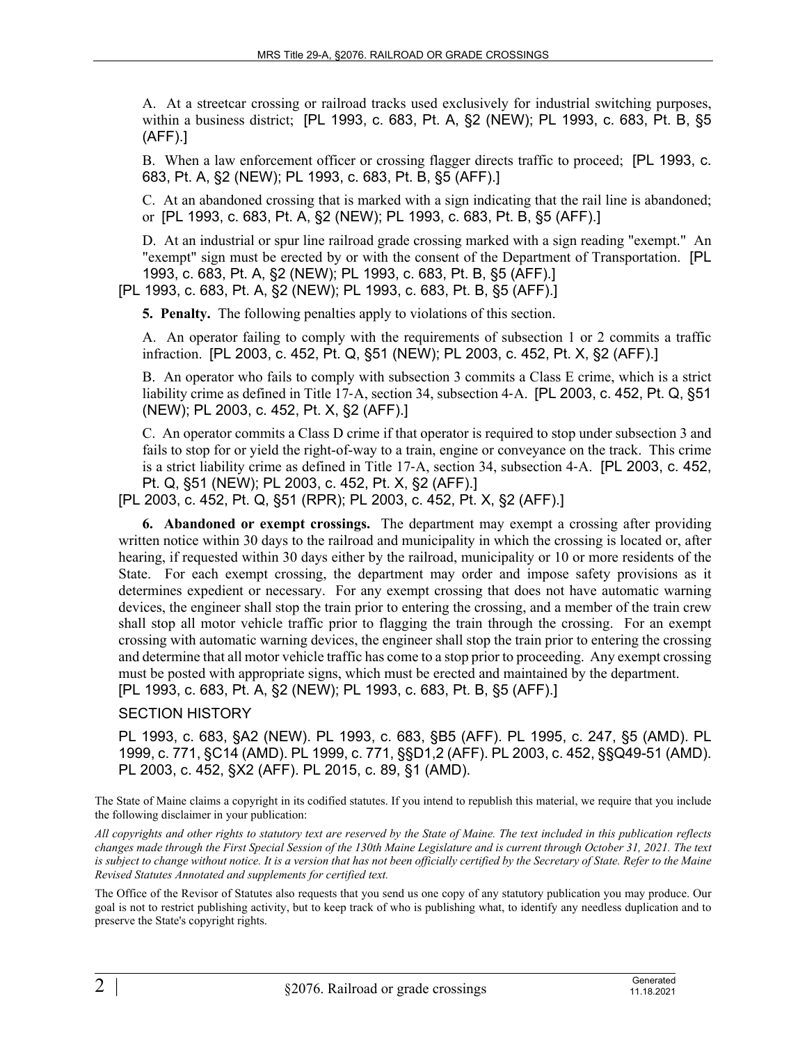A. At a streetcar crossing or railroad tracks used exclusively for industrial switching purposes, within a business district; [PL 1993, c. 683, Pt. A, §2 (NEW); PL 1993, c. 683, Pt. B, §5 (AFF).]

B. When a law enforcement officer or crossing flagger directs traffic to proceed; [PL 1993, c. 683, Pt. A, §2 (NEW); PL 1993, c. 683, Pt. B, §5 (AFF).]

C. At an abandoned crossing that is marked with a sign indicating that the rail line is abandoned; or [PL 1993, c. 683, Pt. A, §2 (NEW); PL 1993, c. 683, Pt. B, §5 (AFF).]

D. At an industrial or spur line railroad grade crossing marked with a sign reading "exempt." An "exempt" sign must be erected by or with the consent of the Department of Transportation. [PL 1993, c. 683, Pt. A, §2 (NEW); PL 1993, c. 683, Pt. B, §5 (AFF).]

[PL 1993, c. 683, Pt. A, §2 (NEW); PL 1993, c. 683, Pt. B, §5 (AFF).]

**5. Penalty.** The following penalties apply to violations of this section.

A. An operator failing to comply with the requirements of subsection 1 or 2 commits a traffic infraction. [PL 2003, c. 452, Pt. Q, §51 (NEW); PL 2003, c. 452, Pt. X, §2 (AFF).]

B. An operator who fails to comply with subsection 3 commits a Class E crime, which is a strict liability crime as defined in Title 17-A, section 34, subsection 4-A. [PL 2003, c. 452, Pt. Q, §51 (NEW); PL 2003, c. 452, Pt. X, §2 (AFF).]

C. An operator commits a Class D crime if that operator is required to stop under subsection 3 and fails to stop for or yield the right-of-way to a train, engine or conveyance on the track. This crime is a strict liability crime as defined in Title 17-A, section 34, subsection 4-A. [PL 2003, c. 452, Pt. Q, §51 (NEW); PL 2003, c. 452, Pt. X, §2 (AFF).]

[PL 2003, c. 452, Pt. Q, §51 (RPR); PL 2003, c. 452, Pt. X, §2 (AFF).]

**6. Abandoned or exempt crossings.** The department may exempt a crossing after providing written notice within 30 days to the railroad and municipality in which the crossing is located or, after hearing, if requested within 30 days either by the railroad, municipality or 10 or more residents of the State. For each exempt crossing, the department may order and impose safety provisions as it determines expedient or necessary. For any exempt crossing that does not have automatic warning devices, the engineer shall stop the train prior to entering the crossing, and a member of the train crew shall stop all motor vehicle traffic prior to flagging the train through the crossing. For an exempt crossing with automatic warning devices, the engineer shall stop the train prior to entering the crossing and determine that all motor vehicle traffic has come to a stop prior to proceeding. Any exempt crossing must be posted with appropriate signs, which must be erected and maintained by the department.

[PL 1993, c. 683, Pt. A, §2 (NEW); PL 1993, c. 683, Pt. B, §5 (AFF).]

SECTION HISTORY

PL 1993, c. 683, §A2 (NEW). PL 1993, c. 683, §B5 (AFF). PL 1995, c. 247, §5 (AMD). PL 1999, c. 771, §C14 (AMD). PL 1999, c. 771, §§D1,2 (AFF). PL 2003, c. 452, §§Q49-51 (AMD). PL 2003, c. 452, §X2 (AFF). PL 2015, c. 89, §1 (AMD).

The State of Maine claims a copyright in its codified statutes. If you intend to republish this material, we require that you include the following disclaimer in your publication:

*All copyrights and other rights to statutory text are reserved by the State of Maine. The text included in this publication reflects changes made through the First Special Session of the 130th Maine Legislature and is current through October 31, 2021. The text is subject to change without notice. It is a version that has not been officially certified by the Secretary of State. Refer to the Maine Revised Statutes Annotated and supplements for certified text.*

The Office of the Revisor of Statutes also requests that you send us one copy of any statutory publication you may produce. Our goal is not to restrict publishing activity, but to keep track of who is publishing what, to identify any needless duplication and to preserve the State's copyright rights.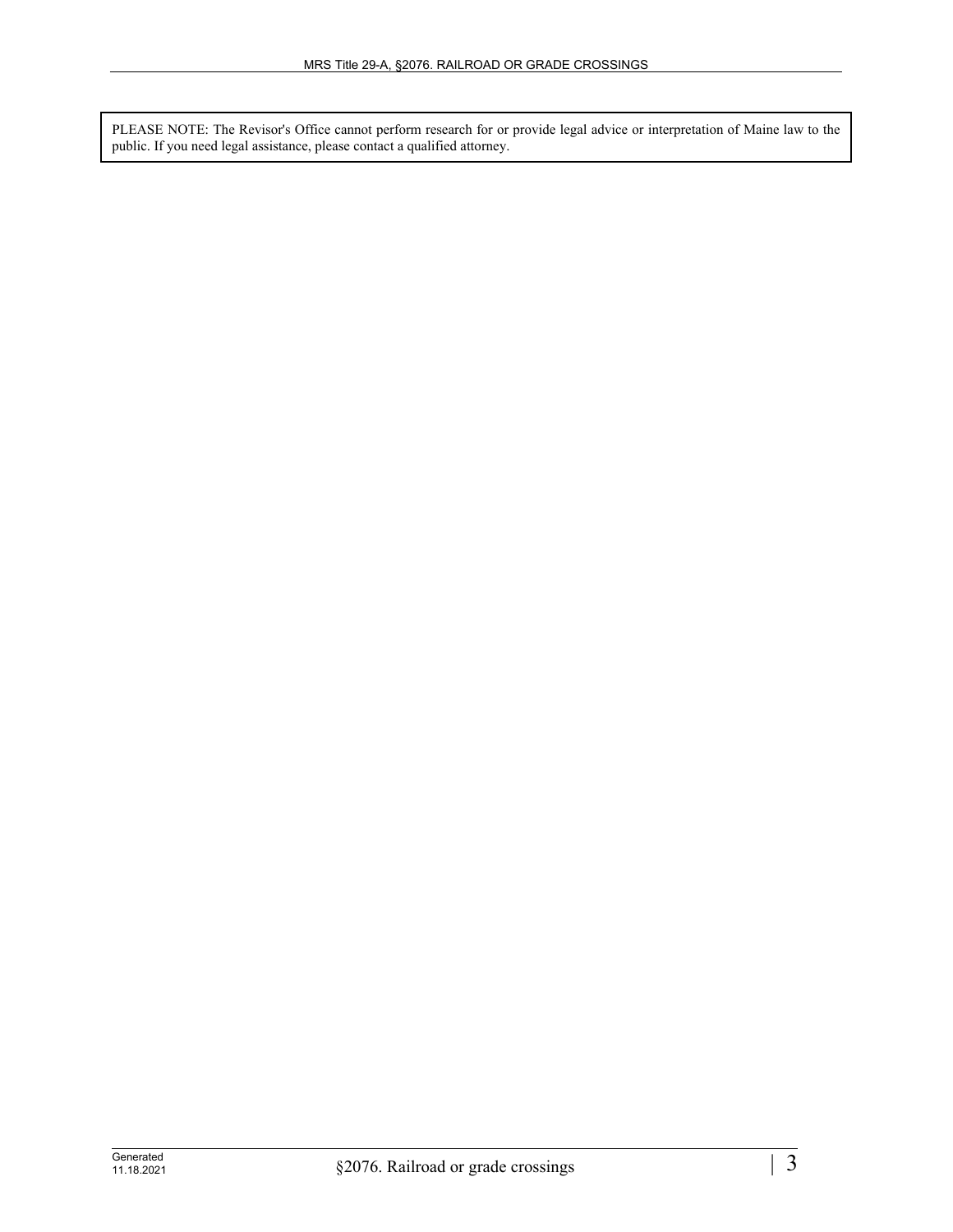PLEASE NOTE: The Revisor's Office cannot perform research for or provide legal advice or interpretation of Maine law to the public. If you need legal assistance, please contact a qualified attorney.